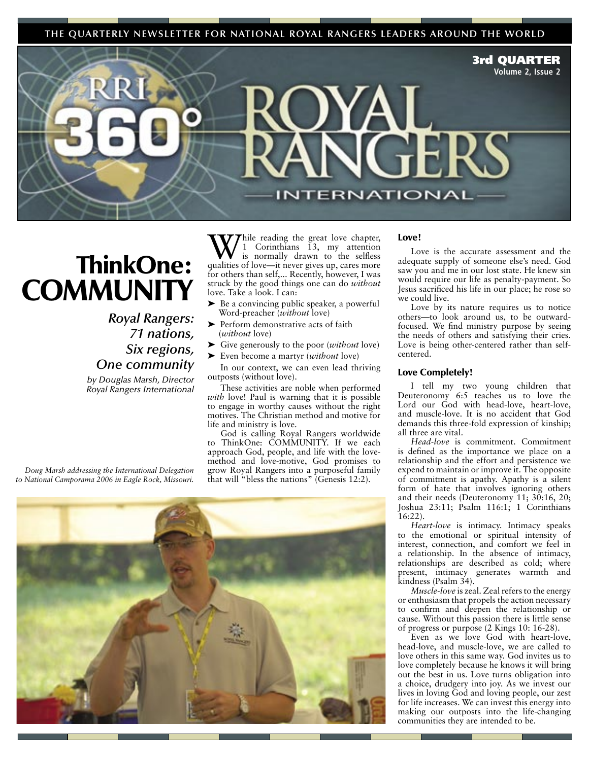THE QUARTERLY NEWSLETTER FOR NATIONAL ROYAL RANGERS LEADERS AROUND THE WORLD

**3rd QUARTER**
**Volume 2, Issue 2**

# RRI 360° ROYAL RANGERS INTERNATIONAL

# ThinkOne: COMMUNITY

*Royal Rangers: 71 nations, Six regions, One community*

*by Douglas Marsh, Director Royal Rangers International*

*Doug Marsh addressing the International Delegation to National Camporama 2006 in Eagle Rock, Missouri.*

While reading the great love chapter, 1 Corinthians 13, my attention is normally drawn to the selfless qualities of love—it never gives up, cares more for others than self,... Recently, however, I was struck by the good things one can do *without* love. Take a look. I can:

- Be a convincing public speaker, a powerful Word-preacher (*without* love)
- Perform demonstrative acts of faith (*without* love)
- Give generously to the poor (*without* love)
- Even become a martyr (*without* love)

In our context, we can even lead thriving outposts (without love).

These activities are noble when performed *with* love! Paul is warning that it is possible to engage in worthy causes without the right motives. The Christian method and motive for life and ministry is love.

God is calling Royal Rangers worldwide to ThinkOne: COMMUNITY. If we each approach God, people, and life with the love-method and love-motive, God promises to grow Royal Rangers into a purposeful family that will "bless the nations" (Genesis 12:2).

### Love!

Love is the accurate assessment and the adequate supply of someone else's need. God saw you and me in our lost state. He knew sin would require our life as penalty-payment. So Jesus sacrificed his life in our place; he rose so we could live.

Love by its nature requires us to notice others—to look around us, to be outward-focused. We find ministry purpose by seeing the needs of others and satisfying their cries. Love is being other-centered rather than self-centered.

### Love Completely!

I tell my two young children that Deuteronomy 6:5 teaches us to love the Lord our God with head-love, heart-love, and muscle-love. It is no accident that God demands this three-fold expression of kinship; all three are vital.

*Head-love* is commitment. Commitment is defined as the importance we place on a relationship and the effort and persistence we expend to maintain or improve it. The opposite of commitment is apathy. Apathy is a silent form of hate that involves ignoring others and their needs (Deuteronomy 11; 30:16, 20; Joshua 23:11; Psalm 116:1; 1 Corinthians 16:22).

*Heart-love* is intimacy. Intimacy speaks to the emotional or spiritual intensity of interest, connection, and comfort we feel in a relationship. In the absence of intimacy, relationships are described as cold; where present, intimacy generates warmth and kindness (Psalm 34).

*Muscle-love* is zeal. Zeal refers to the energy or enthusiasm that propels the action necessary to confirm and deepen the relationship or cause. Without this passion there is little sense of progress or purpose (2 Kings 10: 16-28).

Even as we love God with heart-love, head-love, and muscle-love, we are called to love others in this same way. God invites us to love completely because he knows it will bring out the best in us. Love turns obligation into a choice, drudgery into joy. As we invest our lives in loving God and loving people, our zest for life increases. We can invest this energy into making our outposts into the life-changing communities they are intended to be.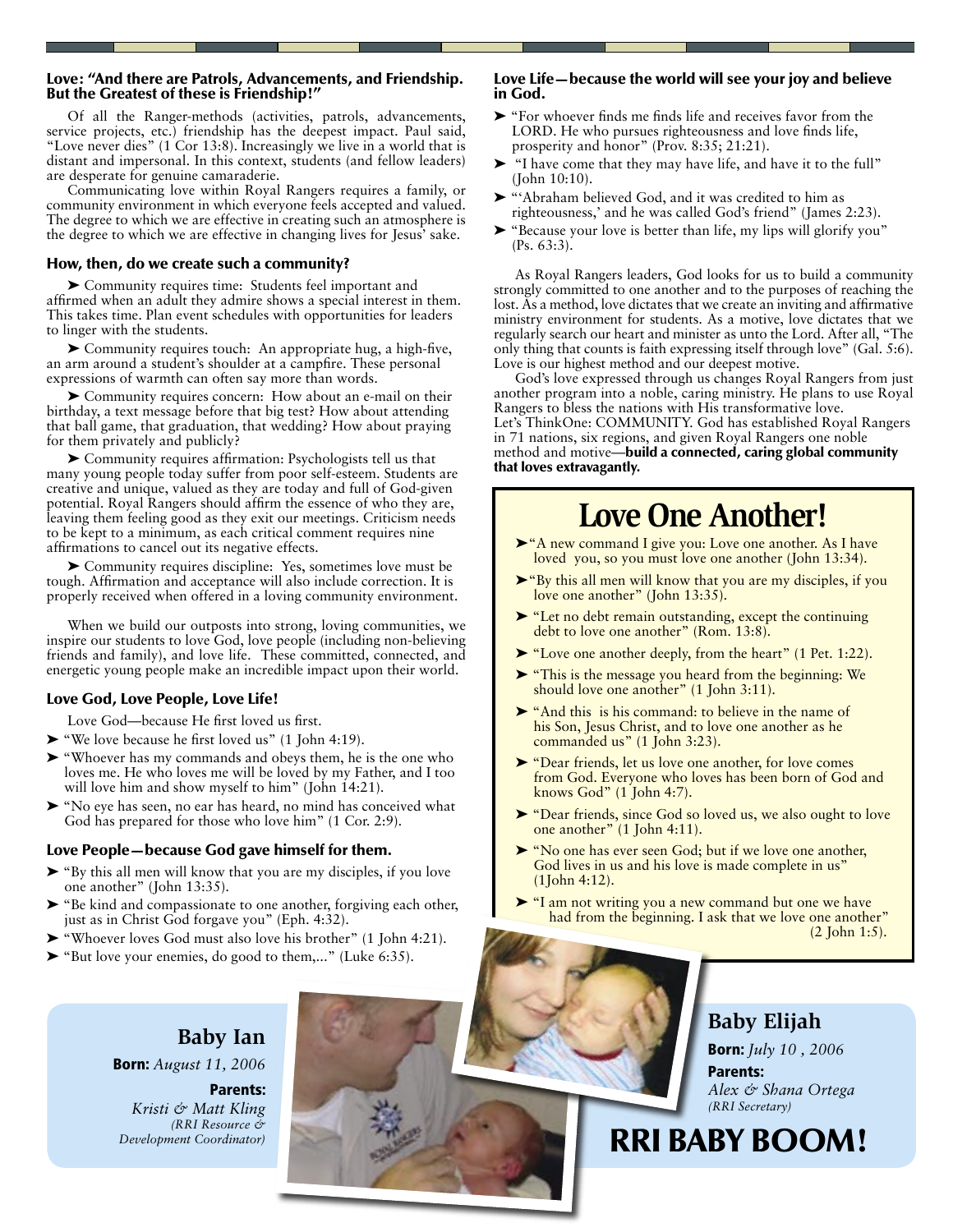### Love: "And there are Patrols, Advancements, and Friendship. But the Greatest of these is Friendship!"

Of all the Ranger-methods (activities, patrols, advancements, service projects, etc.) friendship has the deepest impact. Paul said, "Love never dies" (1 Cor 13:8). Increasingly we live in a world that is distant and impersonal. In this context, students (and fellow leaders) are desperate for genuine camaraderie.

Communicating love within Royal Rangers requires a family, or community environment in which everyone feels accepted and valued. The degree to which we are effective in creating such an atmosphere is the degree to which we are effective in changing lives for Jesus' sake.

### How, then, do we create such a community?

➤ Community requires time: Students feel important and affirmed when an adult they admire shows a special interest in them. This takes time. Plan event schedules with opportunities for leaders to linger with the students.

➤ Community requires touch: An appropriate hug, a high-five, an arm around a student's shoulder at a campfire. These personal expressions of warmth can often say more than words.

➤ Community requires concern: How about an e-mail on their birthday, a text message before that big test? How about attending that ball game, that graduation, that wedding? How about praying for them privately and publicly?

➤ Community requires affirmation: Psychologists tell us that many young people today suffer from poor self-esteem. Students are creative and unique, valued as they are today and full of God-given potential. Royal Rangers should affirm the essence of who they are, leaving them feeling good as they exit our meetings. Criticism needs to be kept to a minimum, as each critical comment requires nine affirmations to cancel out its negative effects.

➤ Community requires discipline: Yes, sometimes love must be tough. Affirmation and acceptance will also include correction. It is properly received when offered in a loving community environment.

When we build our outposts into strong, loving communities, we inspire our students to love God, love people (including non-believing friends and family), and love life. These committed, connected, and energetic young people make an incredible impact upon their world.

### Love God, Love People, Love Life!

Love God—because He first loved us first.

- ➤ "We love because he first loved us" (1 John 4:19).
- ➤ "Whoever has my commands and obeys them, he is the one who loves me. He who loves me will be loved by my Father, and I too will love him and show myself to him" (John 14:21).
- ➤ "No eye has seen, no ear has heard, no mind has conceived what God has prepared for those who love him" (1 Cor. 2:9).

### Love People—because God gave himself for them.

- ➤ "By this all men will know that you are my disciples, if you love one another" (John 13:35).
- ➤ "Be kind and compassionate to one another, forgiving each other, just as in Christ God forgave you" (Eph. 4:32).
- ➤ "Whoever loves God must also love his brother" (1 John 4:21).
- ➤ "But love your enemies, do good to them,..." (Luke 6:35).

### Love Life—because the world will see your joy and believe in God.

- ➤ "For whoever finds me finds life and receives favor from the LORD. He who pursues righteousness and love finds life, prosperity and honor" (Prov. 8:35; 21:21).
- ➤ "I have come that they may have life, and have it to the full" (John 10:10).
- ➤ "'Abraham believed God, and it was credited to him as righteousness,' and he was called God's friend" (James 2:23).
- ➤ "Because your love is better than life, my lips will glorify you" (Ps. 63:3).

As Royal Rangers leaders, God looks for us to build a community strongly committed to one another and to the purposes of reaching the lost. As a method, love dictates that we create an inviting and affirmative ministry environment for students. As a motive, love dictates that we regularly search our heart and minister as unto the Lord. After all, "The only thing that counts is faith expressing itself through love" (Gal. 5:6). Love is our highest method and our deepest motive.

God's love expressed through us changes Royal Rangers from just another program into a noble, caring ministry. He plans to use Royal Rangers to bless the nations with His transformative love.
Let's ThinkOne: COMMUNITY. God has established Royal Rangers in 71 nations, six regions, and given Royal Rangers one noble method and motive—**build a connected, caring global community that loves extravagantly.**

## Love One Another!

- ➤ "A new command I give you: Love one another. As I have loved you, so you must love one another (John 13:34).
- ➤ "By this all men will know that you are my disciples, if you love one another" (John 13:35).
- ➤ "Let no debt remain outstanding, except the continuing debt to love one another" (Rom. 13:8).
- ➤ "Love one another deeply, from the heart" (1 Pet. 1:22).
- ➤ "This is the message you heard from the beginning: We should love one another" (1 John 3:11).
- ➤ "And this is his command: to believe in the name of his Son, Jesus Christ, and to love one another as he commanded us" (1 John 3:23).
- ➤ "Dear friends, let us love one another, for love comes from God. Everyone who loves has been born of God and knows God" (1 John 4:7).
- ➤ "Dear friends, since God so loved us, we also ought to love one another" (1 John 4:11).
- ➤ "No one has ever seen God; but if we love one another, God lives in us and his love is made complete in us" (1John 4:12).
- ➤ "I am not writing you a new command but one we have had from the beginning. I ask that we love one another" (2 John 1:5).

## RRI BABY BOOM!

### Baby Ian

**Born:** *August 11, 2006*

**Parents:**
*Kristi & Matt Kling*
*(RRI Resource & Development Coordinator)*

### Baby Elijah

**Born:** *July 10 , 2006*

**Parents:**
*Alex & Shana Ortega*
*(RRI Secretary)*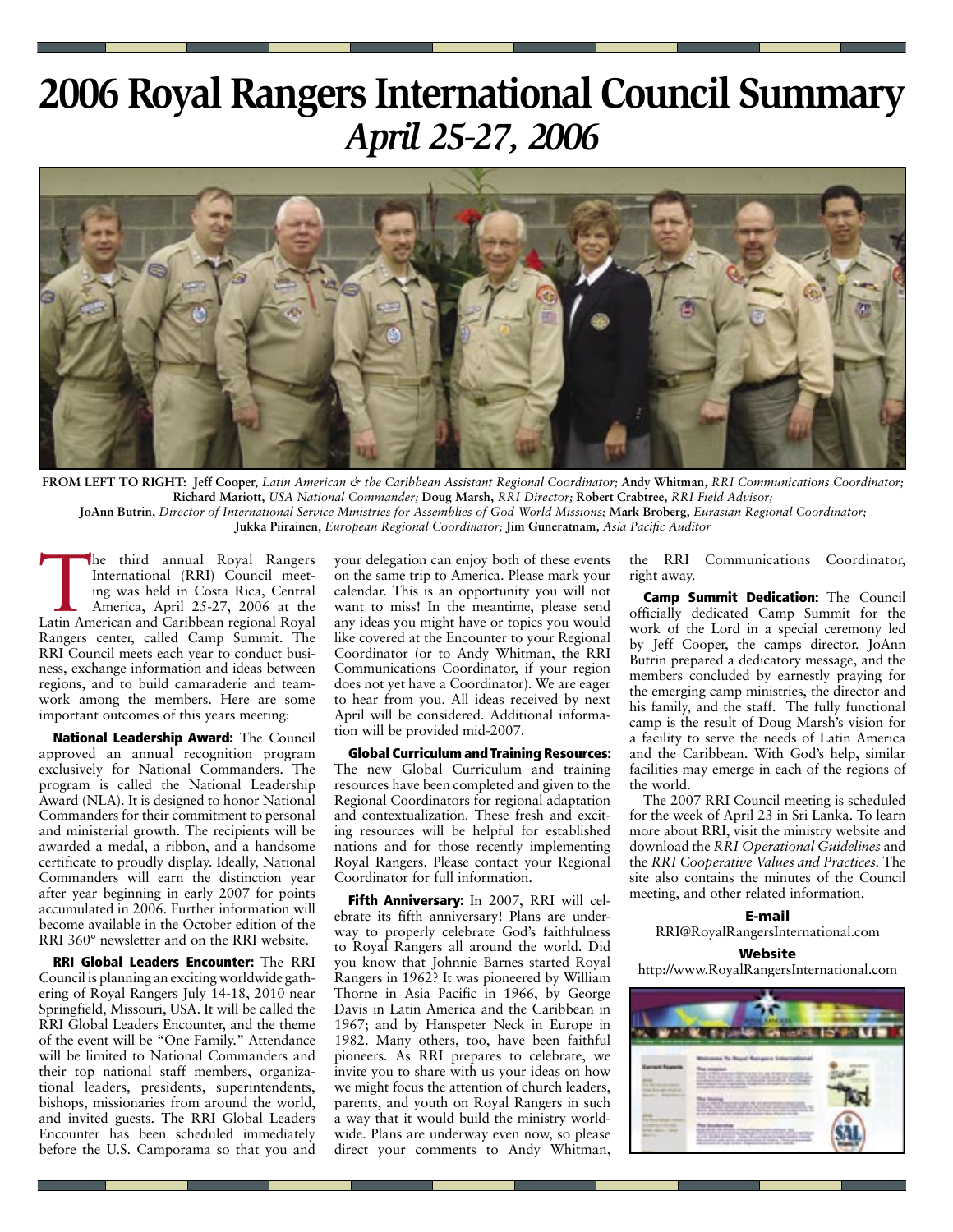# 2006 Royal Rangers International Council Summary

## *April 25-27, 2006*

FROM LEFT TO RIGHT: **Jeff Cooper,** *Latin American & the Caribbean Assistant Regional Coordinator;* **Andy Whitman,** *RRI Communications Coordinator;* **Richard Mariott,** *USA National Commander;* **Doug Marsh,** *RRI Director;* **Robert Crabtree,** *RRI Field Advisor;* **JoAnn Butrin,** *Director of International Service Ministries for Assemblies of God World Missions;* **Mark Broberg,** *Eurasian Regional Coordinator;* **Jukka Piirainen,** *European Regional Coordinator;* **Jim Guneratnam,** *Asia Pacific Auditor*

The third annual Royal Rangers International (RRI) Council meeting was held in Costa Rica, Central America, April 25-27, 2006 at the Latin American and Caribbean regional Royal Rangers center, called Camp Summit. The RRI Council meets each year to conduct business, exchange information and ideas between regions, and to build camaraderie and teamwork among the members. Here are some important outcomes of this years meeting:

**National Leadership Award:** The Council approved an annual recognition program exclusively for National Commanders. The program is called the National Leadership Award (NLA). It is designed to honor National Commanders for their commitment to personal and ministerial growth. The recipients will be awarded a medal, a ribbon, and a handsome certificate to proudly display. Ideally, National Commanders will earn the distinction year after year beginning in early 2007 for points accumulated in 2006. Further information will become available in the October edition of the RRI 360° newsletter and on the RRI website.

**RRI Global Leaders Encounter:** The RRI Council is planning an exciting worldwide gathering of Royal Rangers July 14-18, 2010 near Springfield, Missouri, USA. It will be called the RRI Global Leaders Encounter, and the theme of the event will be "One Family." Attendance will be limited to National Commanders and their top national staff members, organizational leaders, presidents, superintendents, bishops, missionaries from around the world, and invited guests. The RRI Global Leaders Encounter has been scheduled immediately before the U.S. Camporama so that you and your delegation can enjoy both of these events on the same trip to America. Please mark your calendar. This is an opportunity you will not want to miss! In the meantime, please send any ideas you might have or topics you would like covered at the Encounter to your Regional Coordinator (or to Andy Whitman, the RRI Communications Coordinator, if your region does not yet have a Coordinator). We are eager to hear from you. All ideas received by next April will be considered. Additional information will be provided mid-2007.

**Global Curriculum and Training Resources:** The new Global Curriculum and training resources have been completed and given to the Regional Coordinators for regional adaptation and contextualization. These fresh and exciting resources will be helpful for established nations and for those recently implementing Royal Rangers. Please contact your Regional Coordinator for full information.

**Fifth Anniversary:** In 2007, RRI will celebrate its fifth anniversary! Plans are underway to properly celebrate God's faithfulness to Royal Rangers all around the world. Did you know that Johnnie Barnes started Royal Rangers in 1962? It was pioneered by William Thorne in Asia Pacific in 1966, by George Davis in Latin America and the Caribbean in 1967; and by Hanspeter Neck in Europe in 1982. Many others, too, have been faithful pioneers. As RRI prepares to celebrate, we invite you to share with us your ideas on how we might focus the attention of church leaders, parents, and youth on Royal Rangers in such a way that it would build the ministry worldwide. Plans are underway even now, so please direct your comments to Andy Whitman, the RRI Communications Coordinator, right away.

**Camp Summit Dedication:** The Council officially dedicated Camp Summit for the work of the Lord in a special ceremony led by Jeff Cooper, the camps director. JoAnn Butrin prepared a dedicatory message, and the members concluded by earnestly praying for the emerging camp ministries, the director and his family, and the staff. The fully functional camp is the result of Doug Marsh's vision for a facility to serve the needs of Latin America and the Caribbean. With God's help, similar facilities may emerge in each of the regions of the world.

The 2007 RRI Council meeting is scheduled for the week of April 23 in Sri Lanka. To learn more about RRI, visit the ministry website and download the *RRI Operational Guidelines* and the *RRI Cooperative Values and Practices*. The site also contains the minutes of the Council meeting, and other related information.

**E-mail**
RRI@RoyalRangersInternational.com

**Website**
http://www.RoyalRangersInternational.com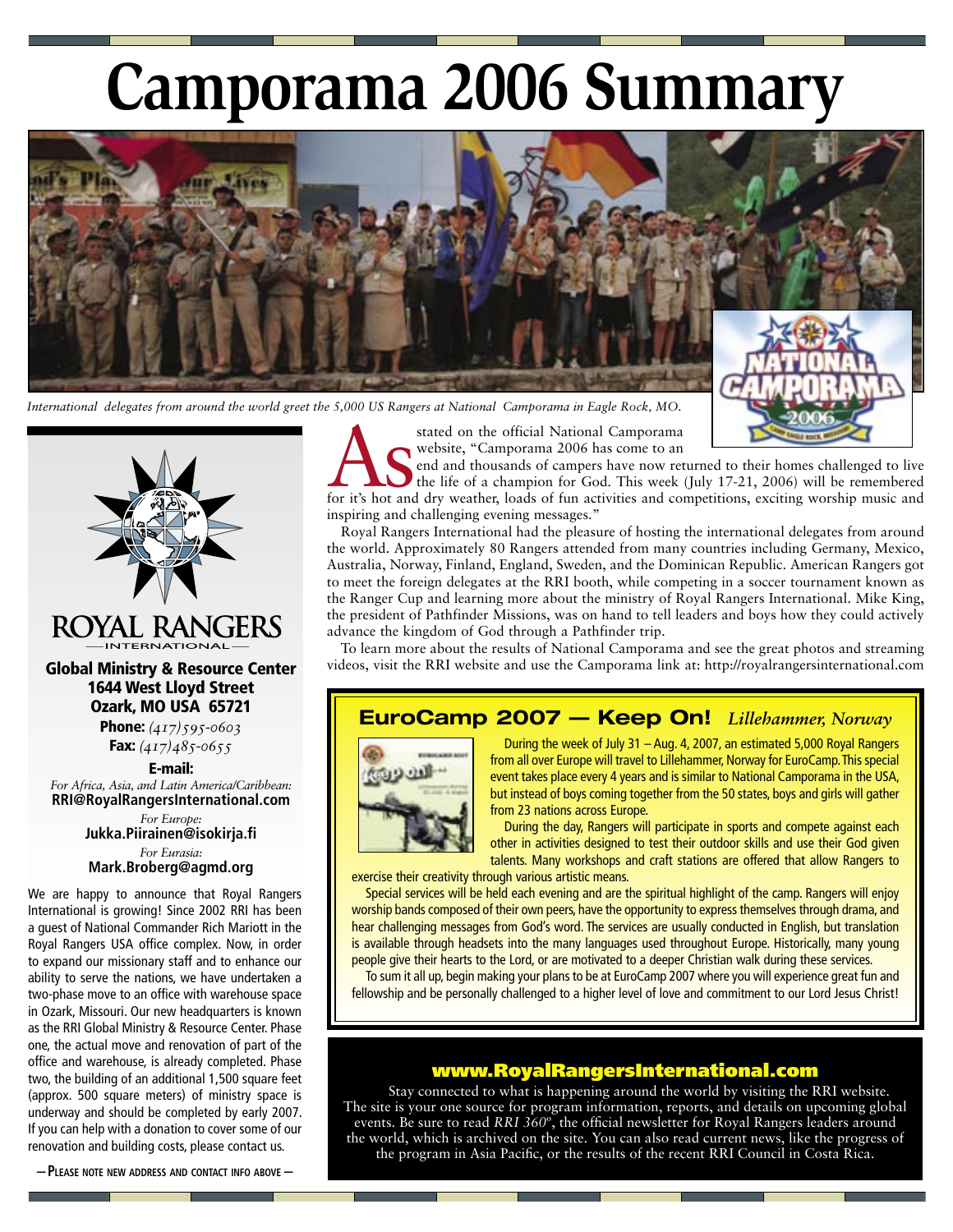# Camporama 2006 Summary

*International delegates from around the world greet the 5,000 US Rangers at National Camporama in Eagle Rock, MO.*

As stated on the official National Camporama website, "Camporama 2006 has come to an end and thousands of campers have now returned to their homes challenged to live the life of a champion for God. This week (July 17-21, 2006) will be remembered for it's hot and dry weather, loads of fun activities and competitions, exciting worship music and inspiring and challenging evening messages."

Royal Rangers International had the pleasure of hosting the international delegates from around the world. Approximately 80 Rangers attended from many countries including Germany, Mexico, Australia, Norway, Finland, England, Sweden, and the Dominican Republic. American Rangers got to meet the foreign delegates at the RRI booth, while competing in a soccer tournament known as the Ranger Cup and learning more about the ministry of Royal Rangers International. Mike King, the president of Pathfinder Missions, was on hand to tell leaders and boys how they could actively advance the kingdom of God through a Pathfinder trip.

To learn more about the results of National Camporama and see the great photos and streaming videos, visit the RRI website and use the Camporama link at: http://royalrangersinternational.com

## EuroCamp 2007 — Keep On! *Lillehammer, Norway*

During the week of July 31 – Aug. 4, 2007, an estimated 5,000 Royal Rangers from all over Europe will travel to Lillehammer, Norway for EuroCamp. This special event takes place every 4 years and is similar to National Camporama in the USA, but instead of boys coming together from the 50 states, boys and girls will gather from 23 nations across Europe.

During the day, Rangers will participate in sports and compete against each other in activities designed to test their outdoor skills and use their God given talents. Many workshops and craft stations are offered that allow Rangers to exercise their creativity through various artistic means.

Special services will be held each evening and are the spiritual highlight of the camp. Rangers will enjoy worship bands composed of their own peers, have the opportunity to express themselves through drama, and hear challenging messages from God's word. The services are usually conducted in English, but translation is available through headsets into the many languages used throughout Europe. Historically, many young people give their hearts to the Lord, or are motivated to a deeper Christian walk during these services.

To sum it all up, begin making your plans to be at EuroCamp 2007 where you will experience great fun and fellowship and be personally challenged to a higher level of love and commitment to our Lord Jesus Christ!

## www.RoyalRangersInternational.com

Stay connected to what is happening around the world by visiting the RRI website. The site is your one source for program information, reports, and details on upcoming global events. Be sure to read *RRI 360º*, the official newsletter for Royal Rangers leaders around the world, which is archived on the site. You can also read current news, like the progress of the program in Asia Pacific, or the results of the recent RRI Council in Costa Rica.

---

ROYAL RANGERS
INTERNATIONAL

**Global Ministry & Resource Center**
**1644 West Lloyd Street**
**Ozark, MO USA 65721**

**Phone:** *(417)595-0603*
**Fax:** *(417)485-0655*

**E-mail:**
*For Africa, Asia, and Latin America/Caribbean:*
**RRI@RoyalRangersInternational.com**
*For Europe:*
**Jukka.Piirainen@isokirja.fi**
*For Eurasia:*
**Mark.Broberg@agmd.org**

We are happy to announce that Royal Rangers International is growing! Since 2002 RRI has been a guest of National Commander Rich Mariott in the Royal Rangers USA office complex. Now, in order to expand our missionary staff and to enhance our ability to serve the nations, we have undertaken a two-phase move to an office with warehouse space in Ozark, Missouri. Our new headquarters is known as the RRI Global Ministry & Resource Center. Phase one, the actual move and renovation of part of the office and warehouse, is already completed. Phase two, the building of an additional 1,500 square feet (approx. 500 square meters) of ministry space is underway and should be completed by early 2007. If you can help with a donation to cover some of our renovation and building costs, please contact us.

— PLEASE NOTE NEW ADDRESS AND CONTACT INFO ABOVE —